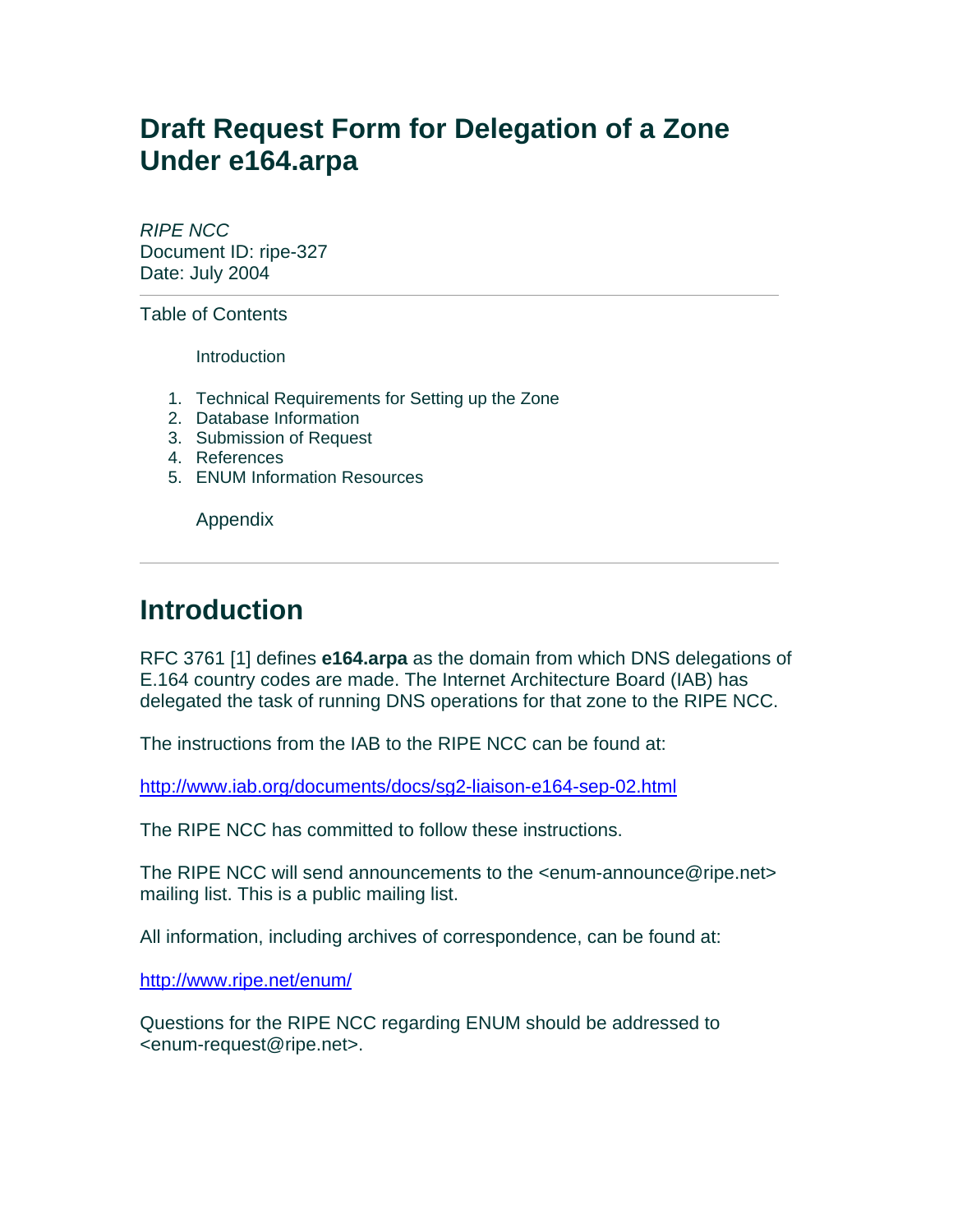# Draft Request Form for Delegation of a Zone Under e164.arpa

*RIPE NCC*
Document ID: ripe-327
Date: July 2004

---

Table of Contents

Introduction

1. Technical Requirements for Setting up the Zone
2. Database Information
3. Submission of Request
4. References
5. ENUM Information Resources

Appendix

---

## Introduction

RFC 3761 [1] defines **e164.arpa** as the domain from which DNS delegations of E.164 country codes are made. The Internet Architecture Board (IAB) has delegated the task of running DNS operations for that zone to the RIPE NCC.

The instructions from the IAB to the RIPE NCC can be found at:

http://www.iab.org/documents/docs/sg2-liaison-e164-sep-02.html

The RIPE NCC has committed to follow these instructions.

The RIPE NCC will send announcements to the <enum-announce@ripe.net> mailing list. This is a public mailing list.

All information, including archives of correspondence, can be found at:

http://www.ripe.net/enum/

Questions for the RIPE NCC regarding ENUM should be addressed to <enum-request@ripe.net>.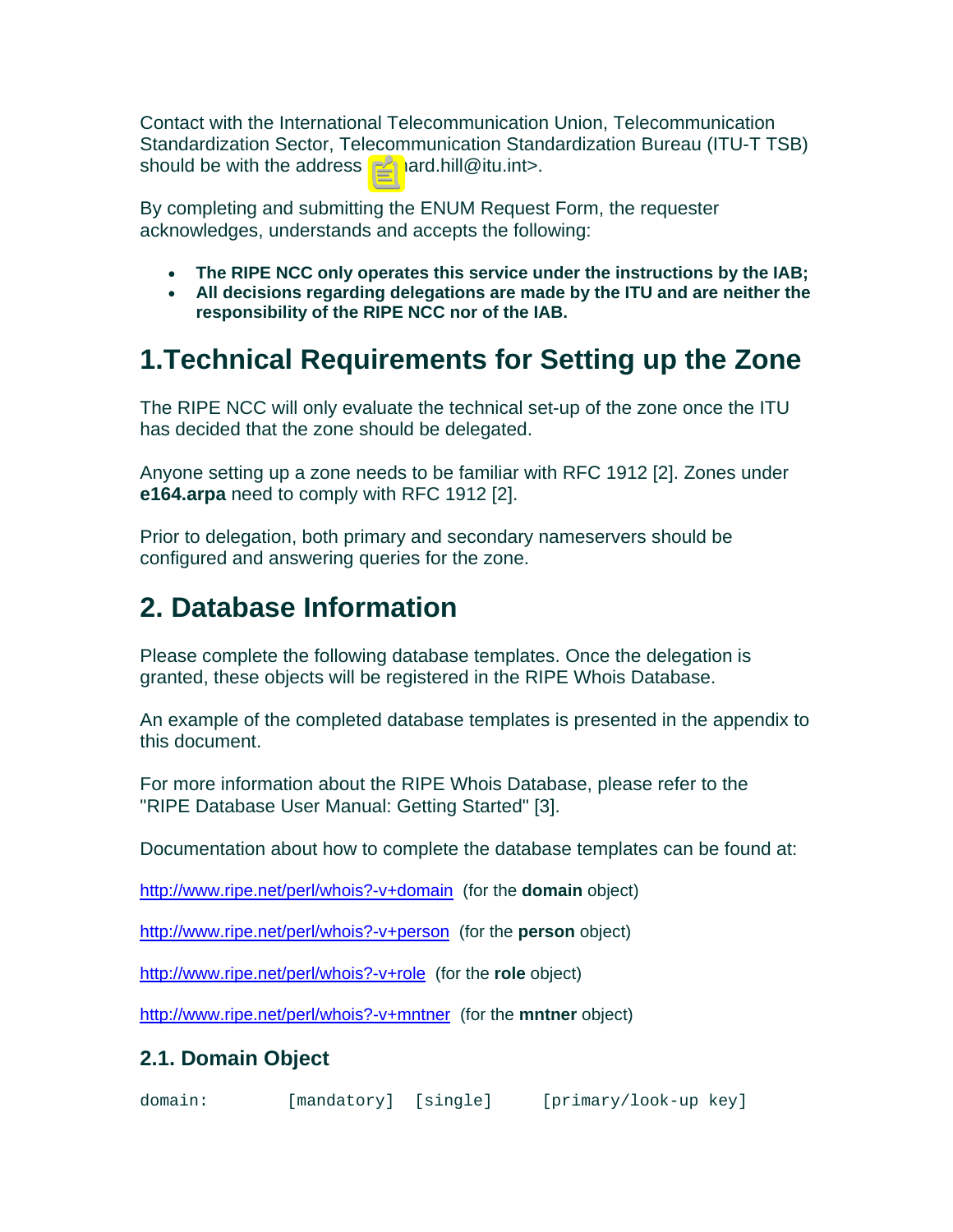Contact with the International Telecommunication Union, Telecommunication Standardization Sector, Telecommunication Standardization Bureau (ITU-T TSB) should be with the address ard.hill@itu.int>.

By completing and submitting the ENUM Request Form, the requester acknowledges, understands and accepts the following:

- **The RIPE NCC only operates this service under the instructions by the IAB;**
- **All decisions regarding delegations are made by the ITU and are neither the responsibility of the RIPE NCC nor of the IAB.**

# 1.Technical Requirements for Setting up the Zone

The RIPE NCC will only evaluate the technical set-up of the zone once the ITU has decided that the zone should be delegated.

Anyone setting up a zone needs to be familiar with RFC 1912 [2]. Zones under **e164.arpa** need to comply with RFC 1912 [2].

Prior to delegation, both primary and secondary nameservers should be configured and answering queries for the zone.

# 2. Database Information

Please complete the following database templates. Once the delegation is granted, these objects will be registered in the RIPE Whois Database.

An example of the completed database templates is presented in the appendix to this document.

For more information about the RIPE Whois Database, please refer to the "RIPE Database User Manual: Getting Started" [3].

Documentation about how to complete the database templates can be found at:

http://www.ripe.net/perl/whois?-v+domain (for the **domain** object)

http://www.ripe.net/perl/whois?-v+person (for the **person** object)

http://www.ripe.net/perl/whois?-v+role (for the **role** object)

http://www.ripe.net/perl/whois?-v+mntner (for the **mntner** object)

## 2.1. Domain Object

```
domain:        [mandatory]  [single]     [primary/look-up key]
```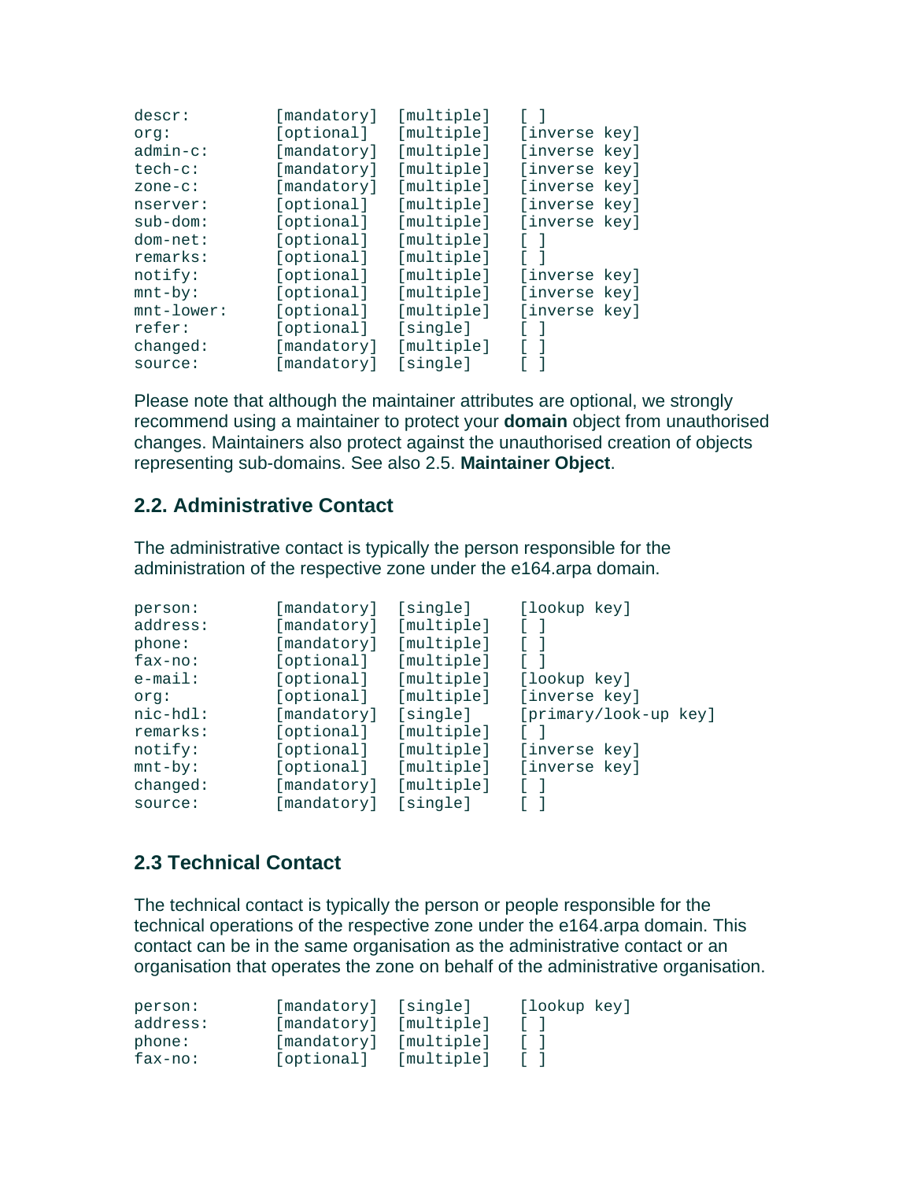```
descr:          [mandatory]  [multiple]   [ ]
org:            [optional]   [multiple]   [inverse key]
admin-c:        [mandatory]  [multiple]   [inverse key]
tech-c:         [mandatory]  [multiple]   [inverse key]
zone-c:         [mandatory]  [multiple]   [inverse key]
nserver:        [optional]   [multiple]   [inverse key]
sub-dom:        [optional]   [multiple]   [inverse key]
dom-net:        [optional]   [multiple]   [ ]
remarks:        [optional]   [multiple]   [ ]
notify:         [optional]   [multiple]   [inverse key]
mnt-by:         [optional]   [multiple]   [inverse key]
mnt-lower:      [optional]   [multiple]   [inverse key]
refer:          [optional]   [single]     [ ]
changed:        [mandatory]  [multiple]   [ ]
source:         [mandatory]  [single]     [ ]
```

Please note that although the maintainer attributes are optional, we strongly recommend using a maintainer to protect your **domain** object from unauthorised changes. Maintainers also protect against the unauthorised creation of objects representing sub-domains. See also 2.5. **Maintainer Object**.

## 2.2. Administrative Contact

The administrative contact is typically the person responsible for the administration of the respective zone under the e164.arpa domain.

```
person:         [mandatory]  [single]     [lookup key]
address:        [mandatory]  [multiple]   [ ]
phone:          [mandatory]  [multiple]   [ ]
fax-no:         [optional]   [multiple]   [ ]
e-mail:         [optional]   [multiple]   [lookup key]
org:            [optional]   [multiple]   [inverse key]
nic-hdl:        [mandatory]  [single]     [primary/look-up key]
remarks:        [optional]   [multiple]   [ ]
notify:         [optional]   [multiple]   [inverse key]
mnt-by:         [optional]   [multiple]   [inverse key]
changed:        [mandatory]  [multiple]   [ ]
source:         [mandatory]  [single]     [ ]
```

## 2.3 Technical Contact

The technical contact is typically the person or people responsible for the technical operations of the respective zone under the e164.arpa domain. This contact can be in the same organisation as the administrative contact or an organisation that operates the zone on behalf of the administrative organisation.

```
person:         [mandatory]  [single]     [lookup key]
address:        [mandatory]  [multiple]   [ ]
phone:          [mandatory]  [multiple]   [ ]
fax-no:         [optional]   [multiple]   [ ]
```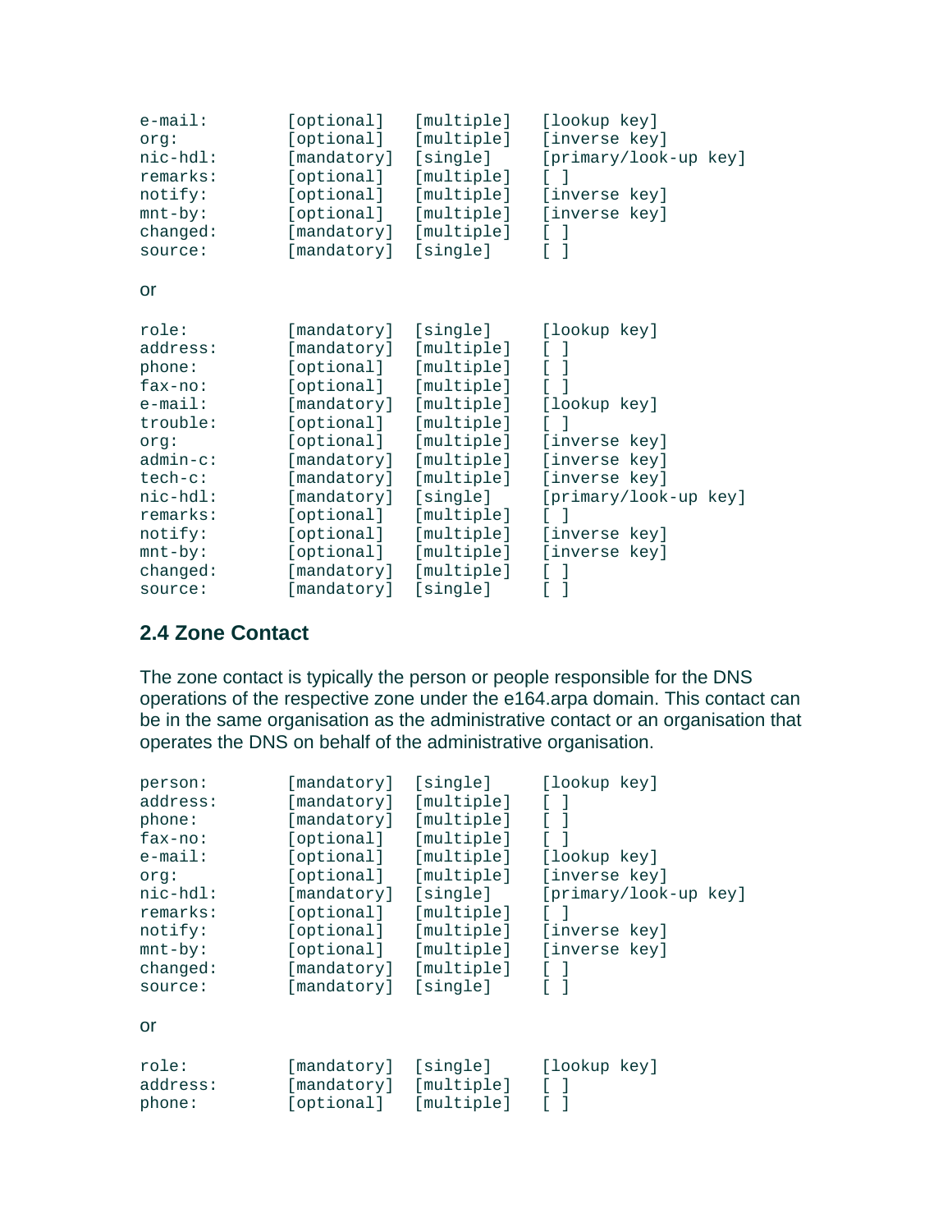```
e-mail:        [optional]   [multiple]   [lookup key]
org:           [optional]   [multiple]   [inverse key]
nic-hdl:       [mandatory]  [single]     [primary/look-up key]
remarks:       [optional]   [multiple]   [ ]
notify:        [optional]   [multiple]   [inverse key]
mnt-by:        [optional]   [multiple]   [inverse key]
changed:       [mandatory]  [multiple]   [ ]
source:        [mandatory]  [single]     [ ]
```

or

```
role:          [mandatory]  [single]     [lookup key]
address:       [mandatory]  [multiple]   [ ]
phone:         [optional]   [multiple]   [ ]
fax-no:        [optional]   [multiple]   [ ]
e-mail:        [mandatory]  [multiple]   [lookup key]
trouble:       [optional]   [multiple]   [ ]
org:           [optional]   [multiple]   [inverse key]
admin-c:       [mandatory]  [multiple]   [inverse key]
tech-c:        [mandatory]  [multiple]   [inverse key]
nic-hdl:       [mandatory]  [single]     [primary/look-up key]
remarks:       [optional]   [multiple]   [ ]
notify:        [optional]   [multiple]   [inverse key]
mnt-by:        [optional]   [multiple]   [inverse key]
changed:       [mandatory]  [multiple]   [ ]
source:        [mandatory]  [single]     [ ]
```

### 2.4 Zone Contact

The zone contact is typically the person or people responsible for the DNS operations of the respective zone under the e164.arpa domain. This contact can be in the same organisation as the administrative contact or an organisation that operates the DNS on behalf of the administrative organisation.

```
person:        [mandatory]  [single]     [lookup key]
address:       [mandatory]  [multiple]   [ ]
phone:         [mandatory]  [multiple]   [ ]
fax-no:        [optional]   [multiple]   [ ]
e-mail:        [optional]   [multiple]   [lookup key]
org:           [optional]   [multiple]   [inverse key]
nic-hdl:       [mandatory]  [single]     [primary/look-up key]
remarks:       [optional]   [multiple]   [ ]
notify:        [optional]   [multiple]   [inverse key]
mnt-by:        [optional]   [multiple]   [inverse key]
changed:       [mandatory]  [multiple]   [ ]
source:        [mandatory]  [single]     [ ]
```

or

```
role:          [mandatory]  [single]     [lookup key]
address:       [mandatory]  [multiple]   [ ]
phone:         [optional]   [multiple]   [ ]
```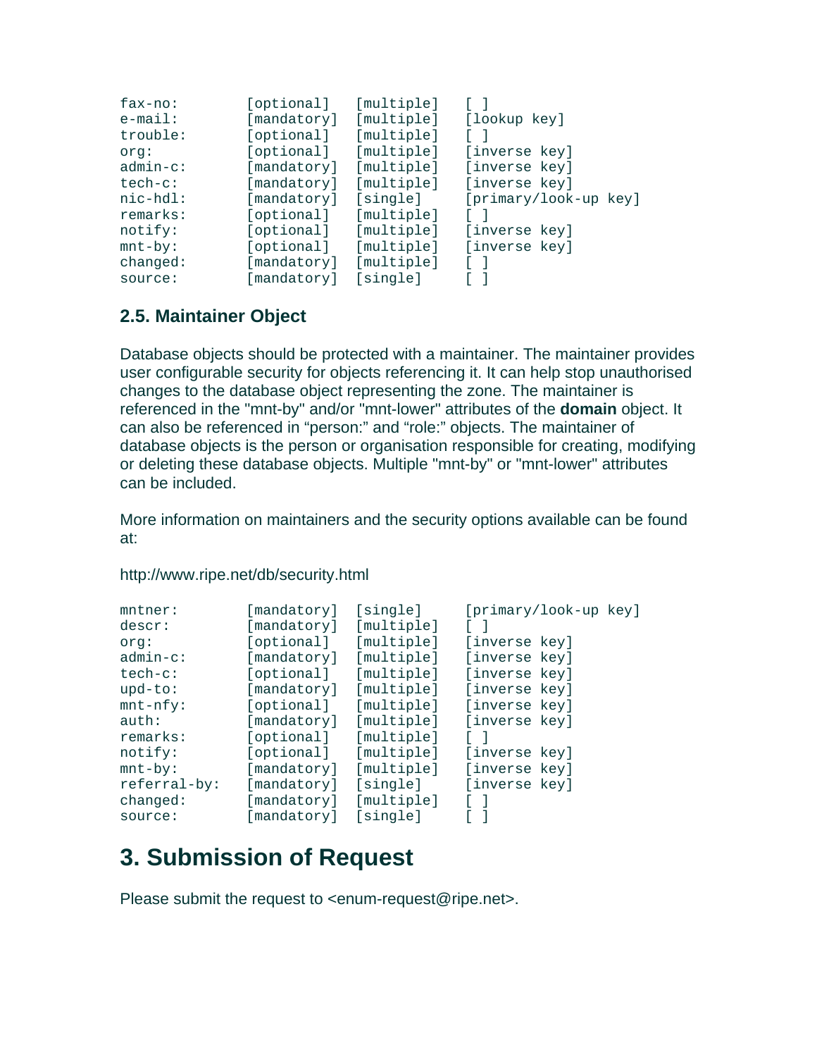```
fax-no:        [optional]   [multiple]   [ ]
e-mail:        [mandatory]  [multiple]   [lookup key]
trouble:       [optional]   [multiple]   [ ]
org:           [optional]   [multiple]   [inverse key]
admin-c:       [mandatory]  [multiple]   [inverse key]
tech-c:        [mandatory]  [multiple]   [inverse key]
nic-hdl:       [mandatory]  [single]     [primary/look-up key]
remarks:       [optional]   [multiple]   [ ]
notify:        [optional]   [multiple]   [inverse key]
mnt-by:        [optional]   [multiple]   [inverse key]
changed:       [mandatory]  [multiple]   [ ]
source:        [mandatory]  [single]     [ ]
```

### 2.5. Maintainer Object

Database objects should be protected with a maintainer. The maintainer provides user configurable security for objects referencing it. It can help stop unauthorised changes to the database object representing the zone. The maintainer is referenced in the "mnt-by" and/or "mnt-lower" attributes of the **domain** object. It can also be referenced in “person:” and “role:” objects. The maintainer of database objects is the person or organisation responsible for creating, modifying or deleting these database objects. Multiple "mnt-by" or "mnt-lower" attributes can be included.

More information on maintainers and the security options available can be found at:

http://www.ripe.net/db/security.html

```
mntner:        [mandatory]  [single]     [primary/look-up key]
descr:         [mandatory]  [multiple]   [ ]
org:           [optional]   [multiple]   [inverse key]
admin-c:       [mandatory]  [multiple]   [inverse key]
tech-c:        [optional]   [multiple]   [inverse key]
upd-to:        [mandatory]  [multiple]   [inverse key]
mnt-nfy:       [optional]   [multiple]   [inverse key]
auth:          [mandatory]  [multiple]   [inverse key]
remarks:       [optional]   [multiple]   [ ]
notify:        [optional]   [multiple]   [inverse key]
mnt-by:        [mandatory]  [multiple]   [inverse key]
referral-by:   [mandatory]  [single]     [inverse key]
changed:       [mandatory]  [multiple]   [ ]
source:        [mandatory]  [single]     [ ]
```

# 3. Submission of Request

Please submit the request to <enum-request@ripe.net>.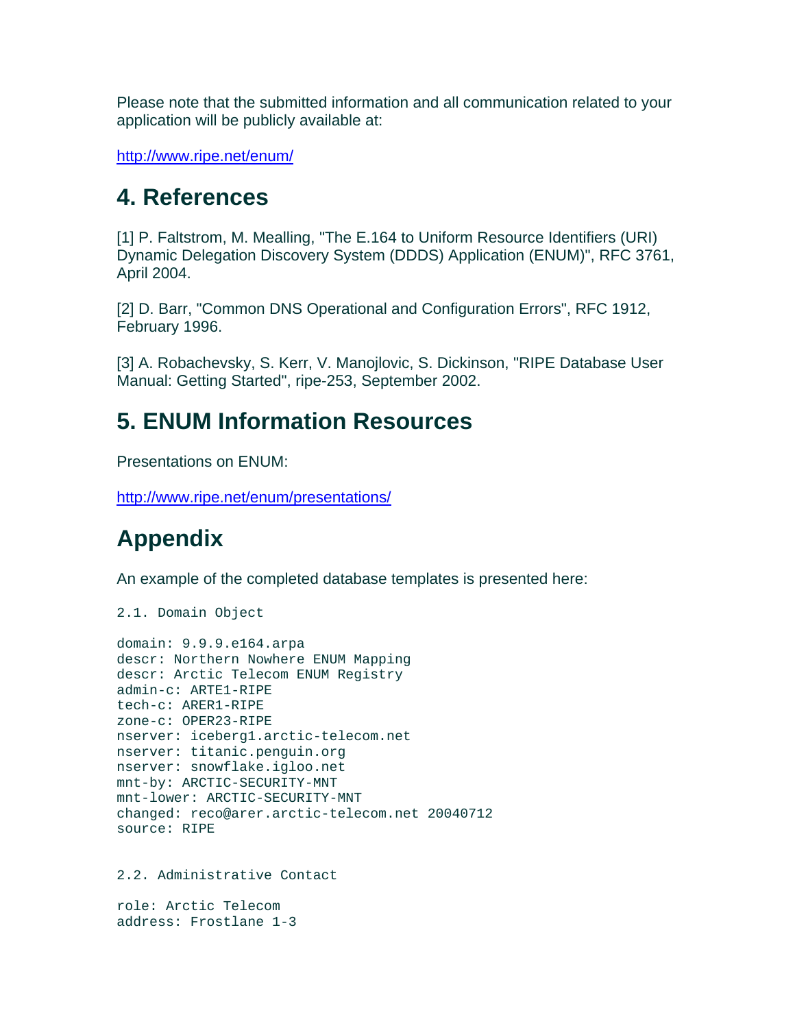Please note that the submitted information and all communication related to your application will be publicly available at:

http://www.ripe.net/enum/

## 4. References

[1] P. Faltstrom, M. Mealling, "The E.164 to Uniform Resource Identifiers (URI) Dynamic Delegation Discovery System (DDDS) Application (ENUM)", RFC 3761, April 2004.

[2] D. Barr, "Common DNS Operational and Configuration Errors", RFC 1912, February 1996.

[3] A. Robachevsky, S. Kerr, V. Manojlovic, S. Dickinson, "RIPE Database User Manual: Getting Started", ripe-253, September 2002.

## 5. ENUM Information Resources

Presentations on ENUM:

http://www.ripe.net/enum/presentations/

## Appendix

An example of the completed database templates is presented here:

```
2.1. Domain Object

domain: 9.9.9.e164.arpa
descr: Northern Nowhere ENUM Mapping
descr: Arctic Telecom ENUM Registry
admin-c: ARTE1-RIPE
tech-c: ARER1-RIPE
zone-c: OPER23-RIPE
nserver: iceberg1.arctic-telecom.net
nserver: titanic.penguin.org
nserver: snowflake.igloo.net
mnt-by: ARCTIC-SECURITY-MNT
mnt-lower: ARCTIC-SECURITY-MNT
changed: reco@arer.arctic-telecom.net 20040712
source: RIPE


2.2. Administrative Contact

role: Arctic Telecom
address: Frostlane 1-3
```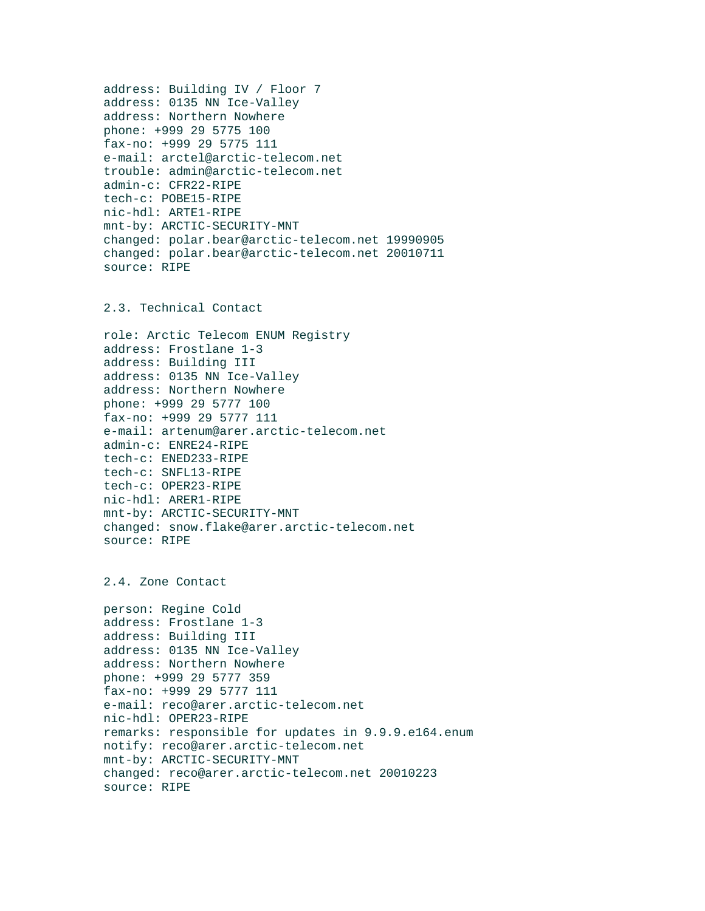```
address: Building IV / Floor 7
address: 0135 NN Ice-Valley
address: Northern Nowhere
phone: +999 29 5775 100
fax-no: +999 29 5775 111
e-mail: arctel@arctic-telecom.net
trouble: admin@arctic-telecom.net
admin-c: CFR22-RIPE
tech-c: POBE15-RIPE
nic-hdl: ARTE1-RIPE
mnt-by: ARCTIC-SECURITY-MNT
changed: polar.bear@arctic-telecom.net 19990905
changed: polar.bear@arctic-telecom.net 20010711
source: RIPE
```

## 2.3. Technical Contact

```
role: Arctic Telecom ENUM Registry
address: Frostlane 1-3
address: Building III
address: 0135 NN Ice-Valley
address: Northern Nowhere
phone: +999 29 5777 100
fax-no: +999 29 5777 111
e-mail: artenum@arer.arctic-telecom.net
admin-c: ENRE24-RIPE
tech-c: ENED233-RIPE
tech-c: SNFL13-RIPE
tech-c: OPER23-RIPE
nic-hdl: ARER1-RIPE
mnt-by: ARCTIC-SECURITY-MNT
changed: snow.flake@arer.arctic-telecom.net
source: RIPE
```

## 2.4. Zone Contact

```
person: Regine Cold
address: Frostlane 1-3
address: Building III
address: 0135 NN Ice-Valley
address: Northern Nowhere
phone: +999 29 5777 359
fax-no: +999 29 5777 111
e-mail: reco@arer.arctic-telecom.net
nic-hdl: OPER23-RIPE
remarks: responsible for updates in 9.9.9.e164.enum
notify: reco@arer.arctic-telecom.net
mnt-by: ARCTIC-SECURITY-MNT
changed: reco@arer.arctic-telecom.net 20010223
source: RIPE
```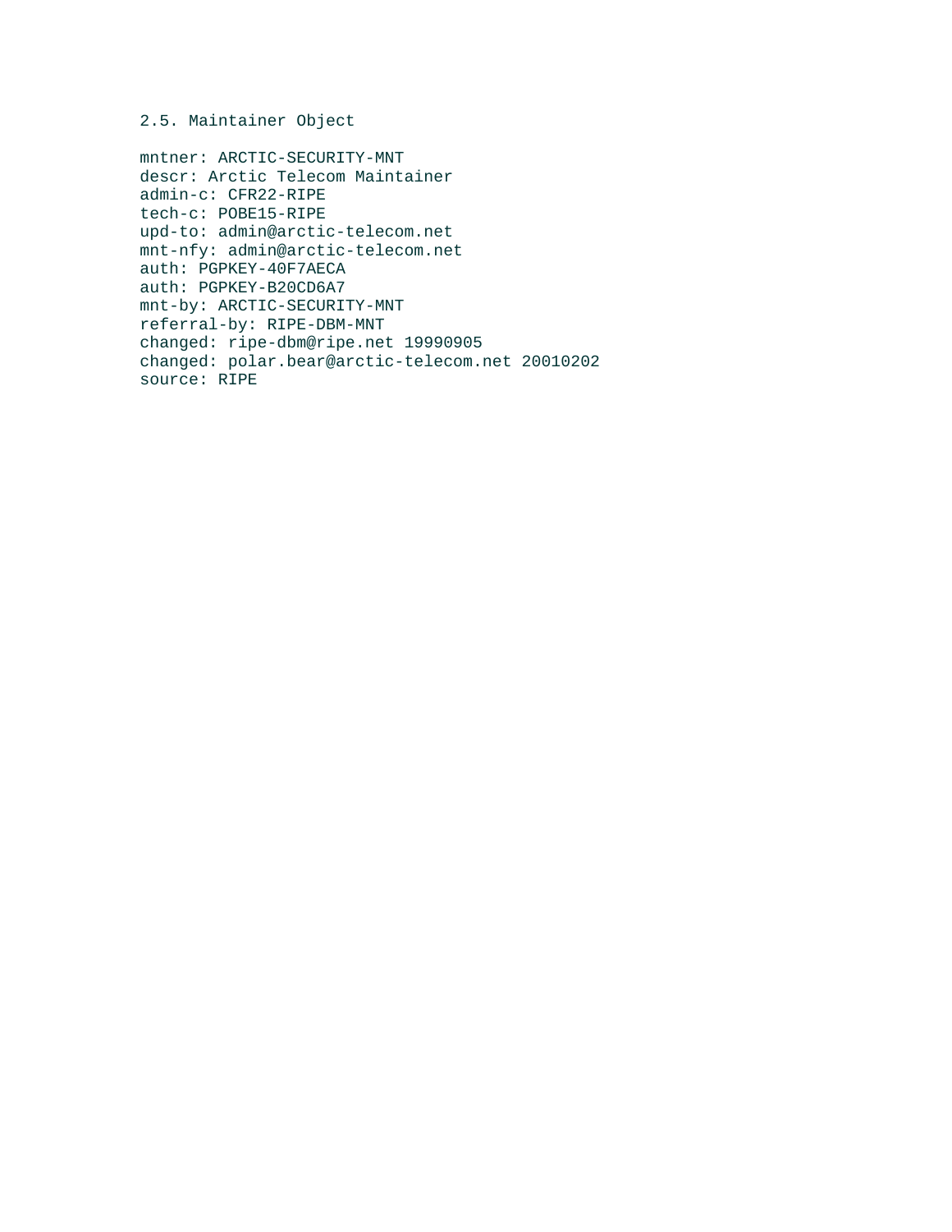## 2.5. Maintainer Object

```
mntner: ARCTIC-SECURITY-MNT
descr: Arctic Telecom Maintainer
admin-c: CFR22-RIPE
tech-c: POBE15-RIPE
upd-to: admin@arctic-telecom.net
mnt-nfy: admin@arctic-telecom.net
auth: PGPKEY-40F7AECA
auth: PGPKEY-B20CD6A7
mnt-by: ARCTIC-SECURITY-MNT
referral-by: RIPE-DBM-MNT
changed: ripe-dbm@ripe.net 19990905
changed: polar.bear@arctic-telecom.net 20010202
source: RIPE
```